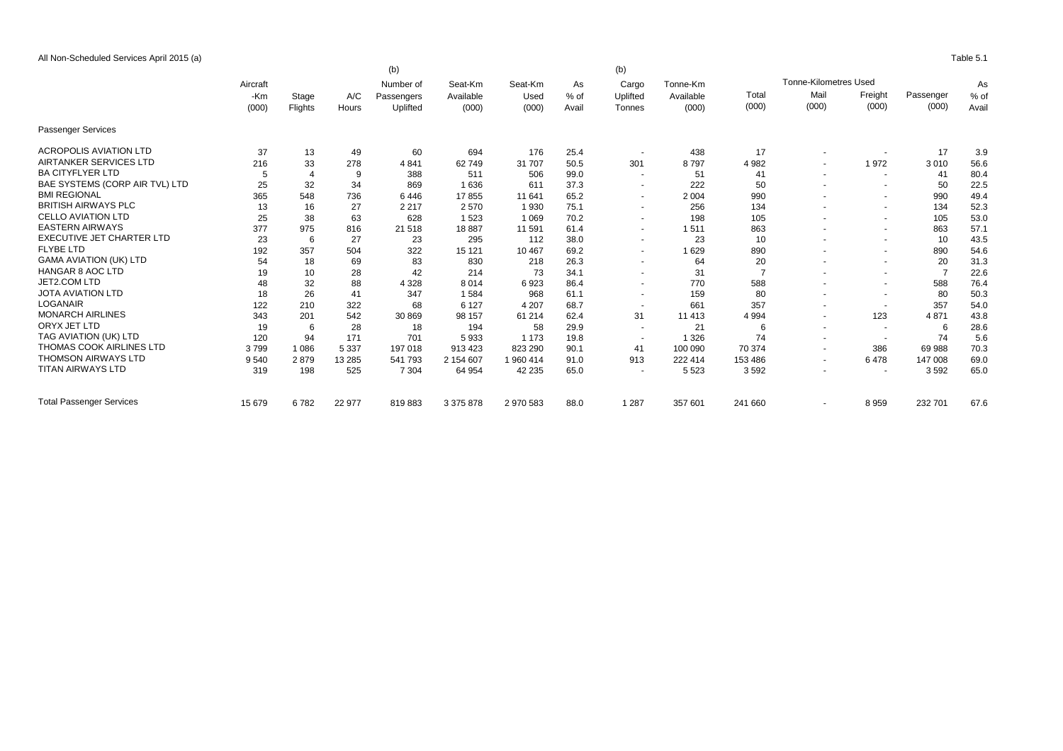All Non-Scheduled Services April 2015 (a)

Table 5.1

| | Aircraft -Km (000) | Stage Flights | A/C Hours | (b) Number of Passengers Uplifted | Seat-Km Available (000) | Seat-Km Used (000) | As % of Avail | (b) Cargo Uplifted Tonnes | Tonne-Km Available (000) | Tonne-Kilometres Used Total (000) | Mail (000) | Freight (000) | Passenger (000) | As % of Avail |
|---|---|---|---|---|---|---|---|---|---|---|---|---|---|---|
| Passenger Services | | | | | | | | | | | | | | |
| ACROPOLIS AVIATION LTD | 37 | 13 | 49 | 60 | 694 | 176 | 25.4 | - | 438 | 17 | - | - | 17 | 3.9 |
| AIRTANKER SERVICES LTD | 216 | 33 | 278 | 4 841 | 62 749 | 31 707 | 50.5 | 301 | 8 797 | 4 982 | - | 1 972 | 3 010 | 56.6 |
| BA CITYFLYER LTD | 5 | 4 | 9 | 388 | 511 | 506 | 99.0 | - | 51 | 41 | - | - | 41 | 80.4 |
| BAE SYSTEMS (CORP AIR TVL) LTD | 25 | 32 | 34 | 869 | 1 636 | 611 | 37.3 | - | 222 | 50 | - | - | 50 | 22.5 |
| BMI REGIONAL | 365 | 548 | 736 | 6 446 | 17 855 | 11 641 | 65.2 | - | 2 004 | 990 | - | - | 990 | 49.4 |
| BRITISH AIRWAYS PLC | 13 | 16 | 27 | 2 217 | 2 570 | 1 930 | 75.1 | - | 256 | 134 | - | - | 134 | 52.3 |
| CELLO AVIATION LTD | 25 | 38 | 63 | 628 | 1 523 | 1 069 | 70.2 | - | 198 | 105 | - | - | 105 | 53.0 |
| EASTERN AIRWAYS | 377 | 975 | 816 | 21 518 | 18 887 | 11 591 | 61.4 | - | 1 511 | 863 | - | - | 863 | 57.1 |
| EXECUTIVE JET CHARTER LTD | 23 | 6 | 27 | 23 | 295 | 112 | 38.0 | - | 23 | 10 | - | - | 10 | 43.5 |
| FLYBE LTD | 192 | 357 | 504 | 322 | 15 121 | 10 467 | 69.2 | - | 1 629 | 890 | - | - | 890 | 54.6 |
| GAMA AVIATION (UK) LTD | 54 | 18 | 69 | 83 | 830 | 218 | 26.3 | - | 64 | 20 | - | - | 20 | 31.3 |
| HANGAR 8 AOC LTD | 19 | 10 | 28 | 42 | 214 | 73 | 34.1 | - | 31 | 7 | - | - | 7 | 22.6 |
| JET2.COM LTD | 48 | 32 | 88 | 4 328 | 8 014 | 6 923 | 86.4 | - | 770 | 588 | - | - | 588 | 76.4 |
| JOTA AVIATION LTD | 18 | 26 | 41 | 347 | 1 584 | 968 | 61.1 | - | 159 | 80 | - | - | 80 | 50.3 |
| LOGANAIR | 122 | 210 | 322 | 68 | 6 127 | 4 207 | 68.7 | - | 661 | 357 | - | - | 357 | 54.0 |
| MONARCH AIRLINES | 343 | 201 | 542 | 30 869 | 98 157 | 61 214 | 62.4 | 31 | 11 413 | 4 994 | - | 123 | 4 871 | 43.8 |
| ORYX JET LTD | 19 | 6 | 28 | 18 | 194 | 58 | 29.9 | - | 21 | 6 | - | - | 6 | 28.6 |
| TAG AVIATION (UK) LTD | 120 | 94 | 171 | 701 | 5 933 | 1 173 | 19.8 | - | 1 326 | 74 | - | - | 74 | 5.6 |
| THOMAS COOK AIRLINES LTD | 3 799 | 1 086 | 5 337 | 197 018 | 913 423 | 823 290 | 90.1 | 41 | 100 090 | 70 374 | - | 386 | 69 988 | 70.3 |
| THOMSON AIRWAYS LTD | 9 540 | 2 879 | 13 285 | 541 793 | 2 154 607 | 1 960 414 | 91.0 | 913 | 222 414 | 153 486 | - | 6 478 | 147 008 | 69.0 |
| TITAN AIRWAYS LTD | 319 | 198 | 525 | 7 304 | 64 954 | 42 235 | 65.0 | - | 5 523 | 3 592 | - | - | 3 592 | 65.0 |
| Total Passenger Services | 15 679 | 6 782 | 22 977 | 819 883 | 3 375 878 | 2 970 583 | 88.0 | 1 287 | 357 601 | 241 660 | - | 8 959 | 232 701 | 67.6 |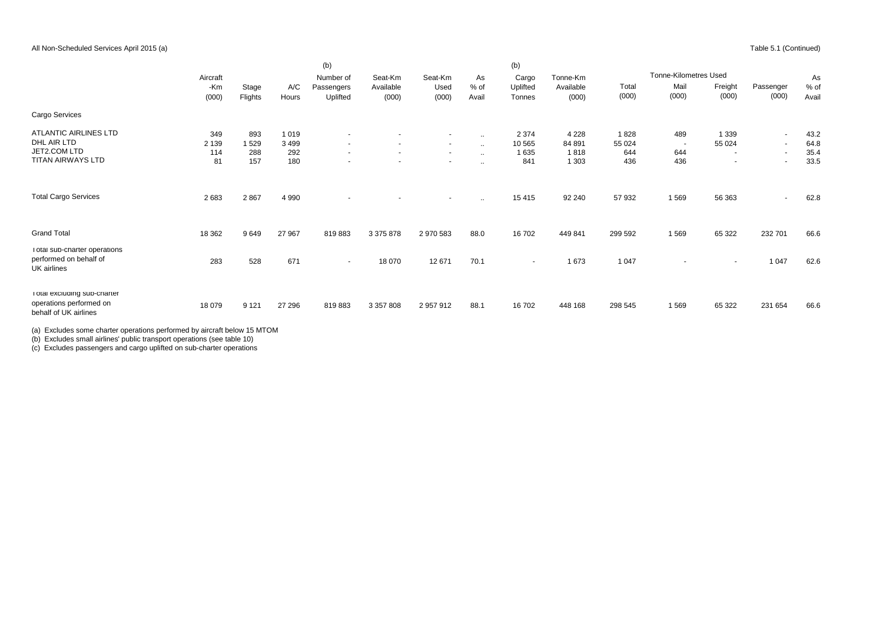All Non-Scheduled Services April 2015 (a)

Table 5.1 (Continued)

| | Aircraft -Km (000) | Stage Flights | A/C Hours | (b) Number of Passengers Uplifted | Seat-Km Available (000) | Seat-Km Used (000) | As % of Avail | (b) Cargo Uplifted Tonnes | Tonne-Km Available (000) | Total (000) | Tonne-Kilometres Used Mail (000) | Freight (000) | Passenger (000) | As % of Avail |
|---|---|---|---|---|---|---|---|---|---|---|---|---|---|---|
| Cargo Services | | | | | | | | | | | | | | |
| ATLANTIC AIRLINES LTD | 349 | 893 | 1 019 | - | - | - | .. | 2 374 | 4 228 | 1 828 | 489 | 1 339 | - | 43.2 |
| DHL AIR LTD | 2 139 | 1 529 | 3 499 | - | - | - | .. | 10 565 | 84 891 | 55 024 | - | 55 024 | - | 64.8 |
| JET2.COM LTD | 114 | 288 | 292 | - | - | - | .. | 1 635 | 1 818 | 644 | 644 | - | - | 35.4 |
| TITAN AIRWAYS LTD | 81 | 157 | 180 | - | - | - | .. | 841 | 1 303 | 436 | 436 | - | - | 33.5 |
| Total Cargo Services | 2 683 | 2 867 | 4 990 | - | - | - | .. | 15 415 | 92 240 | 57 932 | 1 569 | 56 363 | - | 62.8 |
| Grand Total | 18 362 | 9 649 | 27 967 | 819 883 | 3 375 878 | 2 970 583 | 88.0 | 16 702 | 449 841 | 299 592 | 1 569 | 65 322 | 232 701 | 66.6 |
| Total sub-charter operations performed on behalf of UK airlines | 283 | 528 | 671 | - | 18 070 | 12 671 | 70.1 | - | 1 673 | 1 047 | - | - | 1 047 | 62.6 |
| Total excluding sub-charter operations performed on behalf of UK airlines | 18 079 | 9 121 | 27 296 | 819 883 | 3 357 808 | 2 957 912 | 88.1 | 16 702 | 448 168 | 298 545 | 1 569 | 65 322 | 231 654 | 66.6 |

(a) Excludes some charter operations performed by aircraft below 15 MTOM
(b) Excludes small airlines' public transport operations (see table 10)
(c) Excludes passengers and cargo uplifted on sub-charter operations